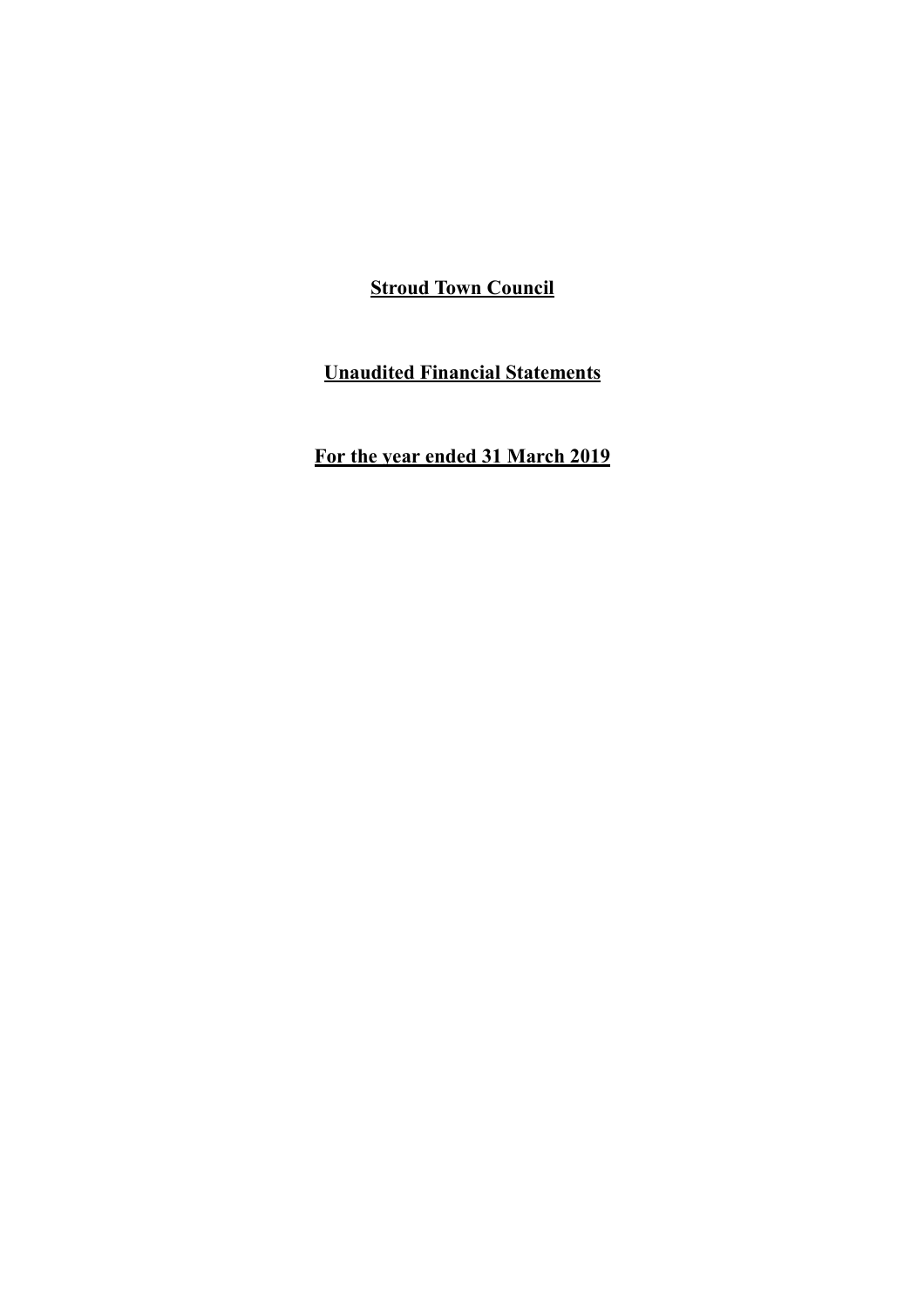# Stroud Town Council

## Unaudited Financial Statements

## For the year ended 31 March 2019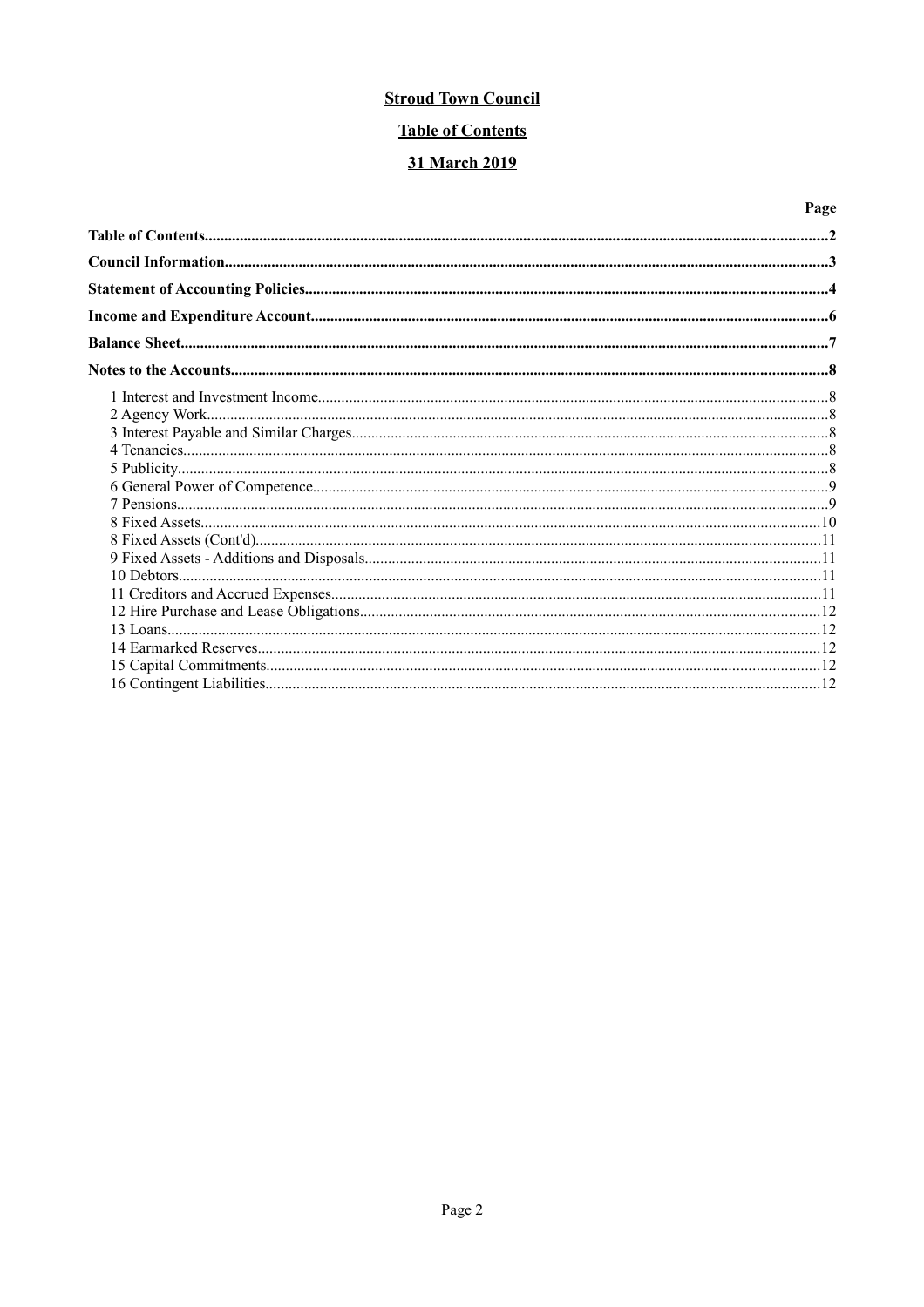**Stroud Town Council**

**Table of Contents**

**31 March 2019**

| | Page |
|---|---|
| **Table of Contents** | **2** |
| **Council Information** | **3** |
| **Statement of Accounting Policies** | **4** |
| **Income and Expenditure Account** | **6** |
| **Balance Sheet** | **7** |
| **Notes to the Accounts** | **8** |
| 1 Interest and Investment Income | 8 |
| 2 Agency Work | 8 |
| 3 Interest Payable and Similar Charges | 8 |
| 4 Tenancies | 8 |
| 5 Publicity | 8 |
| 6 General Power of Competence | 9 |
| 7 Pensions | 9 |
| 8 Fixed Assets | 10 |
| 8 Fixed Assets (Cont'd) | 11 |
| 9 Fixed Assets - Additions and Disposals | 11 |
| 10 Debtors | 11 |
| 11 Creditors and Accrued Expenses | 11 |
| 12 Hire Purchase and Lease Obligations | 12 |
| 13 Loans | 12 |
| 14 Earmarked Reserves | 12 |
| 15 Capital Commitments | 12 |
| 16 Contingent Liabilities | 12 |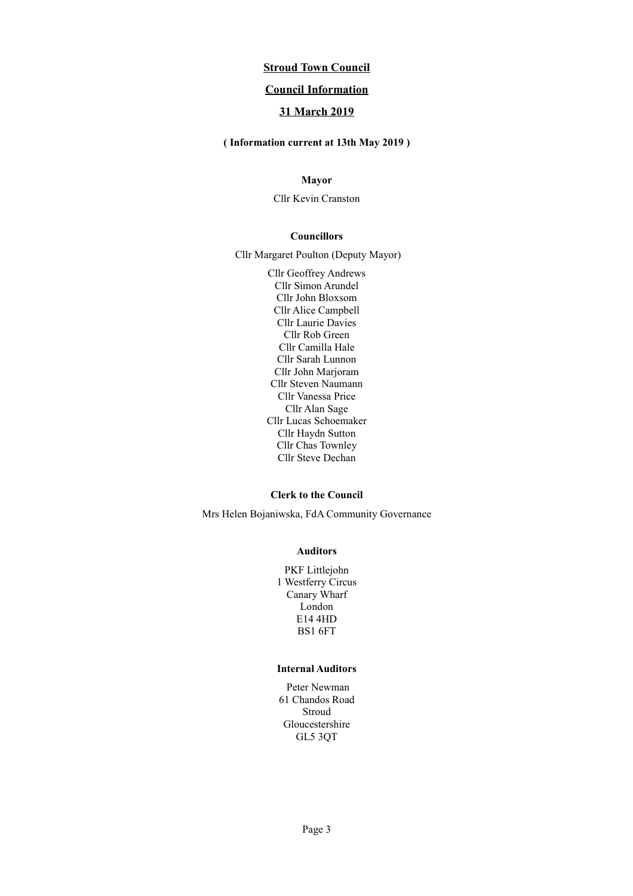# Stroud Town Council

## Council Information

## 31 March 2019

**( Information current at 13th May 2019 )**

**Mayor**

Cllr Kevin Cranston

**Councillors**

Cllr Margaret Poulton (Deputy Mayor)

Cllr Geoffrey Andrews
Cllr Simon Arundel
Cllr John Bloxsom
Cllr Alice Campbell
Cllr Laurie Davies
Cllr Rob Green
Cllr Camilla Hale
Cllr Sarah Lunnon
Cllr John Marjoram
Cllr Steven Naumann
Cllr Vanessa Price
Cllr Alan Sage
Cllr Lucas Schoemaker
Cllr Haydn Sutton
Cllr Chas Townley
Cllr Steve Dechan

**Clerk to the Council**

Mrs Helen Bojaniwska, FdA Community Governance

**Auditors**

PKF Littlejohn
1 Westferry Circus
Canary Wharf
London
E14 4HD
BS1 6FT

**Internal Auditors**

Peter Newman
61 Chandos Road
Stroud
Gloucestershire
GL5 3QT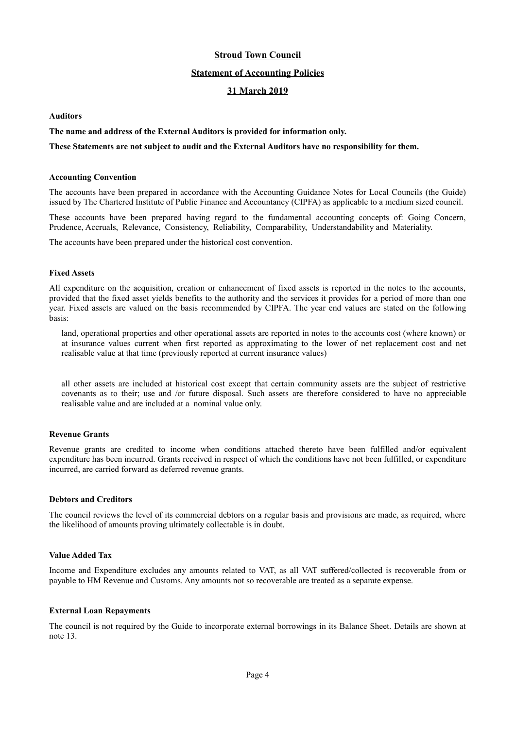# Stroud Town Council

## Statement of Accounting Policies

## 31 March 2019

### Auditors

**The name and address of the External Auditors is provided for information only.**

**These Statements are not subject to audit and the External Auditors have no responsibility for them.**

### Accounting Convention

The accounts have been prepared in accordance with the Accounting Guidance Notes for Local Councils (the Guide) issued by The Chartered Institute of Public Finance and Accountancy (CIPFA) as applicable to a medium sized council.

These accounts have been prepared having regard to the fundamental accounting concepts of: Going Concern, Prudence, Accruals, Relevance, Consistency, Reliability, Comparability, Understandability and Materiality.

The accounts have been prepared under the historical cost convention.

### Fixed Assets

All expenditure on the acquisition, creation or enhancement of fixed assets is reported in the notes to the accounts, provided that the fixed asset yields benefits to the authority and the services it provides for a period of more than one year. Fixed assets are valued on the basis recommended by CIPFA. The year end values are stated on the following basis:

land, operational properties and other operational assets are reported in notes to the accounts cost (where known) or at insurance values current when first reported as approximating to the lower of net replacement cost and net realisable value at that time (previously reported at current insurance values)

all other assets are included at historical cost except that certain community assets are the subject of restrictive covenants as to their; use and /or future disposal. Such assets are therefore considered to have no appreciable realisable value and are included at a nominal value only.

### Revenue Grants

Revenue grants are credited to income when conditions attached thereto have been fulfilled and/or equivalent expenditure has been incurred. Grants received in respect of which the conditions have not been fulfilled, or expenditure incurred, are carried forward as deferred revenue grants.

### Debtors and Creditors

The council reviews the level of its commercial debtors on a regular basis and provisions are made, as required, where the likelihood of amounts proving ultimately collectable is in doubt.

### Value Added Tax

Income and Expenditure excludes any amounts related to VAT, as all VAT suffered/collected is recoverable from or payable to HM Revenue and Customs. Any amounts not so recoverable are treated as a separate expense.

### External Loan Repayments

The council is not required by the Guide to incorporate external borrowings in its Balance Sheet. Details are shown at note 13.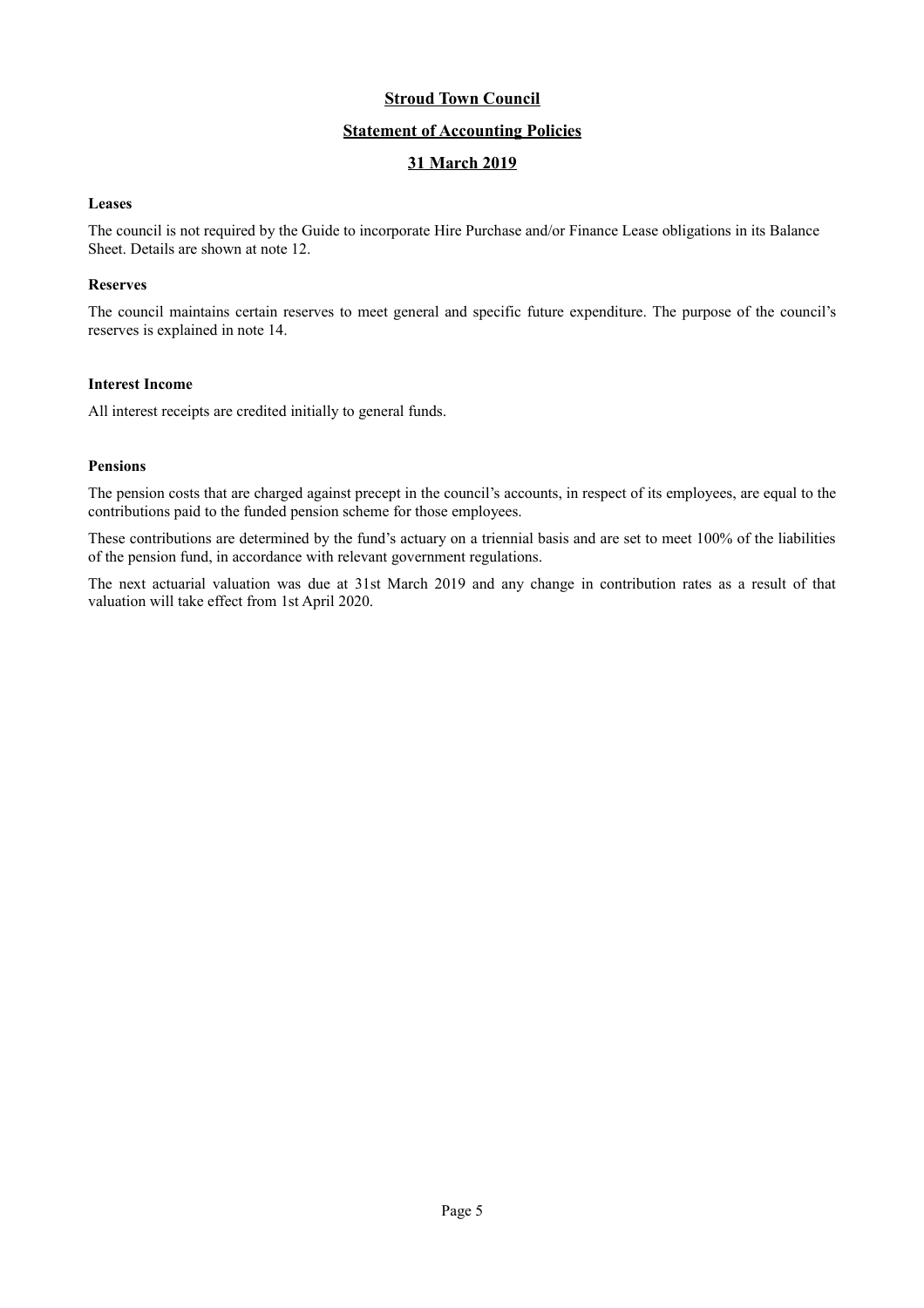# Stroud Town Council

## Statement of Accounting Policies

## 31 March 2019

**Leases**

The council is not required by the Guide to incorporate Hire Purchase and/or Finance Lease obligations in its Balance Sheet. Details are shown at note 12.

**Reserves**

The council maintains certain reserves to meet general and specific future expenditure. The purpose of the council's reserves is explained in note 14.

**Interest Income**

All interest receipts are credited initially to general funds.

**Pensions**

The pension costs that are charged against precept in the council's accounts, in respect of its employees, are equal to the contributions paid to the funded pension scheme for those employees.

These contributions are determined by the fund's actuary on a triennial basis and are set to meet 100% of the liabilities of the pension fund, in accordance with relevant government regulations.

The next actuarial valuation was due at 31st March 2019 and any change in contribution rates as a result of that valuation will take effect from 1st April 2020.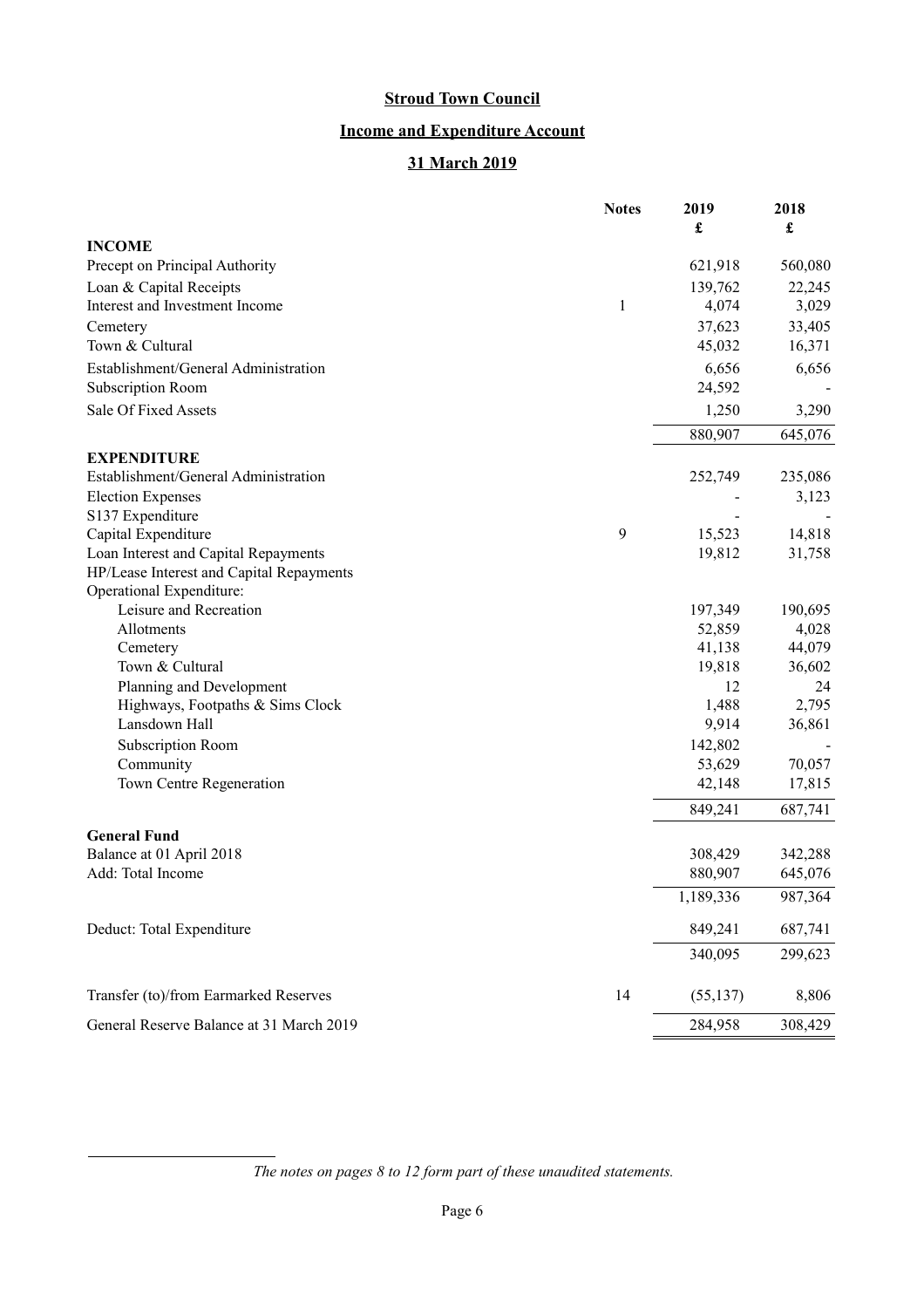# Stroud Town Council

## Income and Expenditure Account

## 31 March 2019

| | Notes | 2019 £ | 2018 £ |
|---|---|---|---|
| **INCOME** | | | |
| Precept on Principal Authority | | 621,918 | 560,080 |
| Loan & Capital Receipts | | 139,762 | 22,245 |
| Interest and Investment Income | 1 | 4,074 | 3,029 |
| Cemetery | | 37,623 | 33,405 |
| Town & Cultural | | 45,032 | 16,371 |
| Establishment/General Administration | | 6,656 | 6,656 |
| Subscription Room | | 24,592 | - |
| Sale Of Fixed Assets | | 1,250 | 3,290 |
| | | 880,907 | 645,076 |
| **EXPENDITURE** | | | |
| Establishment/General Administration | | 252,749 | 235,086 |
| Election Expenses | | - | 3,123 |
| S137 Expenditure | | - | - |
| Capital Expenditure | 9 | 15,523 | 14,818 |
| Loan Interest and Capital Repayments | | 19,812 | 31,758 |
| HP/Lease Interest and Capital Repayments | | | |
| Operational Expenditure: | | | |
| Leisure and Recreation | | 197,349 | 190,695 |
| Allotments | | 52,859 | 4,028 |
| Cemetery | | 41,138 | 44,079 |
| Town & Cultural | | 19,818 | 36,602 |
| Planning and Development | | 12 | 24 |
| Highways, Footpaths & Sims Clock | | 1,488 | 2,795 |
| Lansdown Hall | | 9,914 | 36,861 |
| Subscription Room | | 142,802 | - |
| Community | | 53,629 | 70,057 |
| Town Centre Regeneration | | 42,148 | 17,815 |
| | | 849,241 | 687,741 |
| **General Fund** | | | |
| Balance at 01 April 2018 | | 308,429 | 342,288 |
| Add: Total Income | | 880,907 | 645,076 |
| | | 1,189,336 | 987,364 |
| Deduct: Total Expenditure | | 849,241 | 687,741 |
| | | 340,095 | 299,623 |
| Transfer (to)/from Earmarked Reserves | 14 | (55,137) | 8,806 |
| General Reserve Balance at 31 March 2019 | | 284,958 | 308,429 |

*The notes on pages 8 to 12 form part of these unaudited statements.*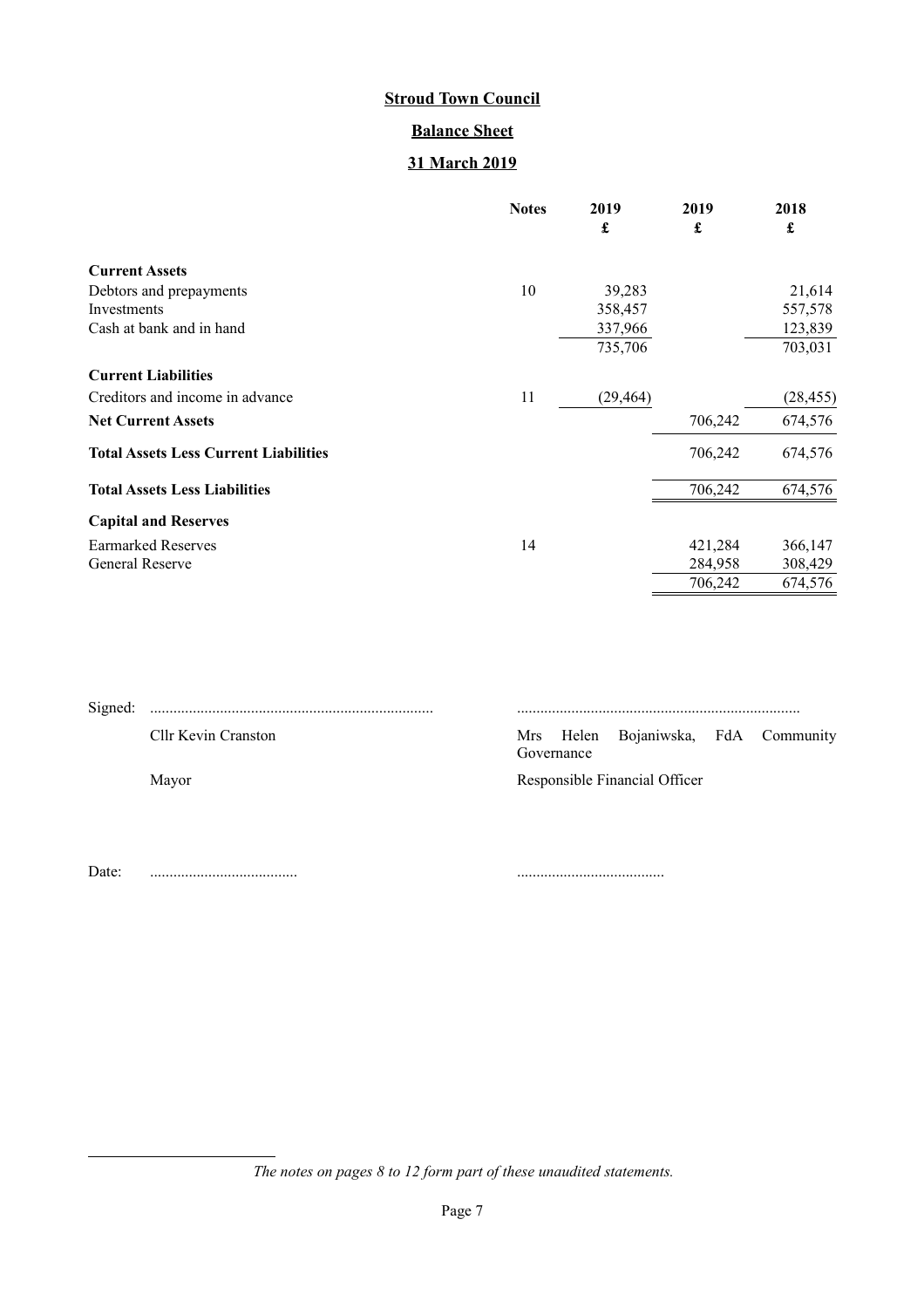**Stroud Town Council**

**Balance Sheet**

**31 March 2019**

| | Notes | 2019 £ | 2019 £ | 2018 £ |
|---|---|---|---|---|
| **Current Assets** | | | | |
| Debtors and prepayments | 10 | 39,283 | | 21,614 |
| Investments | | 358,457 | | 557,578 |
| Cash at bank and in hand | | 337,966 | | 123,839 |
| | | 735,706 | | 703,031 |
| **Current Liabilities** | | | | |
| Creditors and income in advance | 11 | (29,464) | | (28,455) |
| **Net Current Assets** | | | 706,242 | 674,576 |
| **Total Assets Less Current Liabilities** | | | 706,242 | 674,576 |
| **Total Assets Less Liabilities** | | | 706,242 | 674,576 |
| **Capital and Reserves** | | | | |
| Earmarked Reserves | 14 | | 421,284 | 366,147 |
| General Reserve | | | 284,958 | 308,429 |
| | | | 706,242 | 674,576 |

Signed: ........................................................................ ........................................................................

Cllr Kevin Cranston — Mrs Helen Bojaniwska, FdA Community Governance

Mayor — Responsible Financial Officer

Date: ...................................... ......................................

*The notes on pages 8 to 12 form part of these unaudited statements.*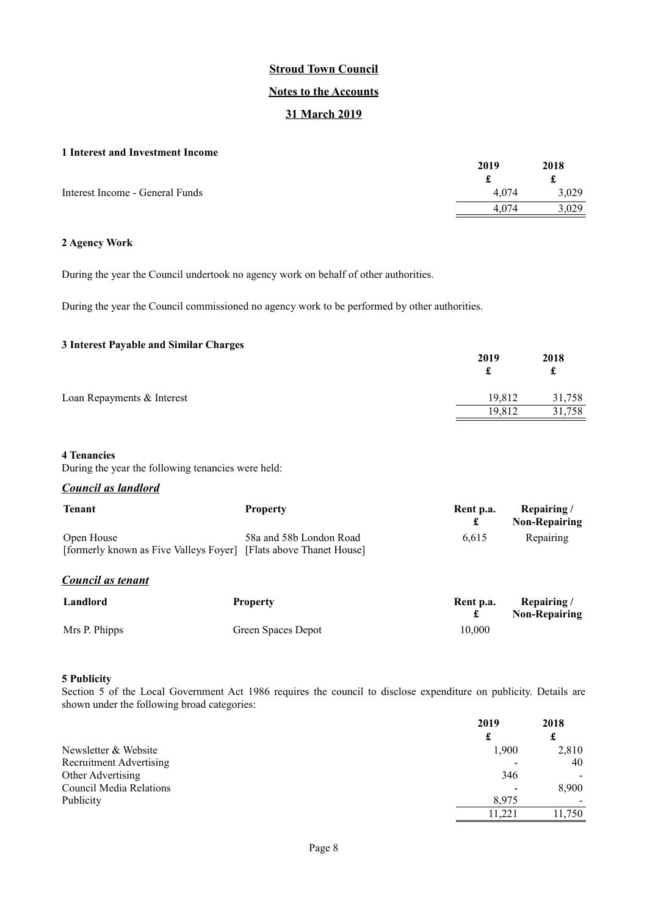# Stroud Town Council

## Notes to the Accounts

## 31 March 2019

### 1 Interest and Investment Income

| | 2019 | 2018 |
|---|---|---|
| | £ | £ |
| Interest Income - General Funds | 4,074 | 3,029 |
| | 4,074 | 3,029 |

### 2 Agency Work

During the year the Council undertook no agency work on behalf of other authorities.

During the year the Council commissioned no agency work to be performed by other authorities.

### 3 Interest Payable and Similar Charges

| | 2019 | 2018 |
|---|---|---|
| | £ | £ |
| Loan Repayments & Interest | 19,812 | 31,758 |
| | 19,812 | 31,758 |

### 4 Tenancies

During the year the following tenancies were held:

***Council as landlord***

| Tenant | Property | Rent p.a. £ | Repairing / Non-Repairing |
|---|---|---|---|
| Open House [formerly known as Five Valleys Foyer] | 58a and 58b London Road [Flats above Thanet House] | 6,615 | Repairing |

***Council as tenant***

| Landlord | Property | Rent p.a. £ | Repairing / Non-Repairing |
|---|---|---|---|
| Mrs P. Phipps | Green Spaces Depot | 10,000 | |

### 5 Publicity

Section 5 of the Local Government Act 1986 requires the council to disclose expenditure on publicity. Details are shown under the following broad categories:

| | 2019 | 2018 |
|---|---|---|
| | £ | £ |
| Newsletter & Website | 1,900 | 2,810 |
| Recruitment Advertising | - | 40 |
| Other Advertising | 346 | - |
| Council Media Relations | - | 8,900 |
| Publicity | 8,975 | - |
| | 11,221 | 11,750 |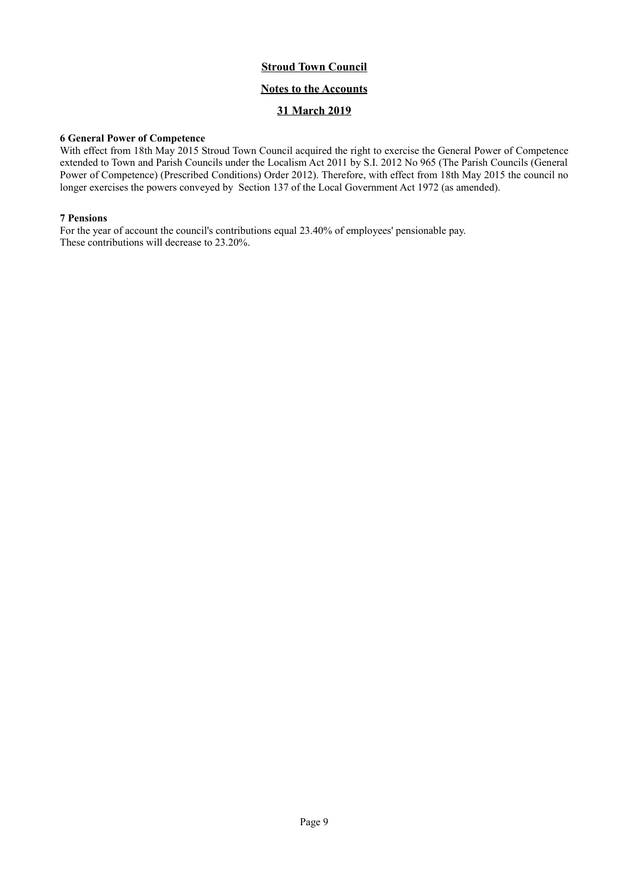# Stroud Town Council

## Notes to the Accounts

## 31 March 2019

**6 General Power of Competence**

With effect from 18th May 2015 Stroud Town Council acquired the right to exercise the General Power of Competence extended to Town and Parish Councils under the Localism Act 2011 by S.I. 2012 No 965 (The Parish Councils (General Power of Competence) (Prescribed Conditions) Order 2012). Therefore, with effect from 18th May 2015 the council no longer exercises the powers conveyed by Section 137 of the Local Government Act 1972 (as amended).

**7 Pensions**

For the year of account the council's contributions equal 23.40% of employees' pensionable pay.
These contributions will decrease to 23.20%.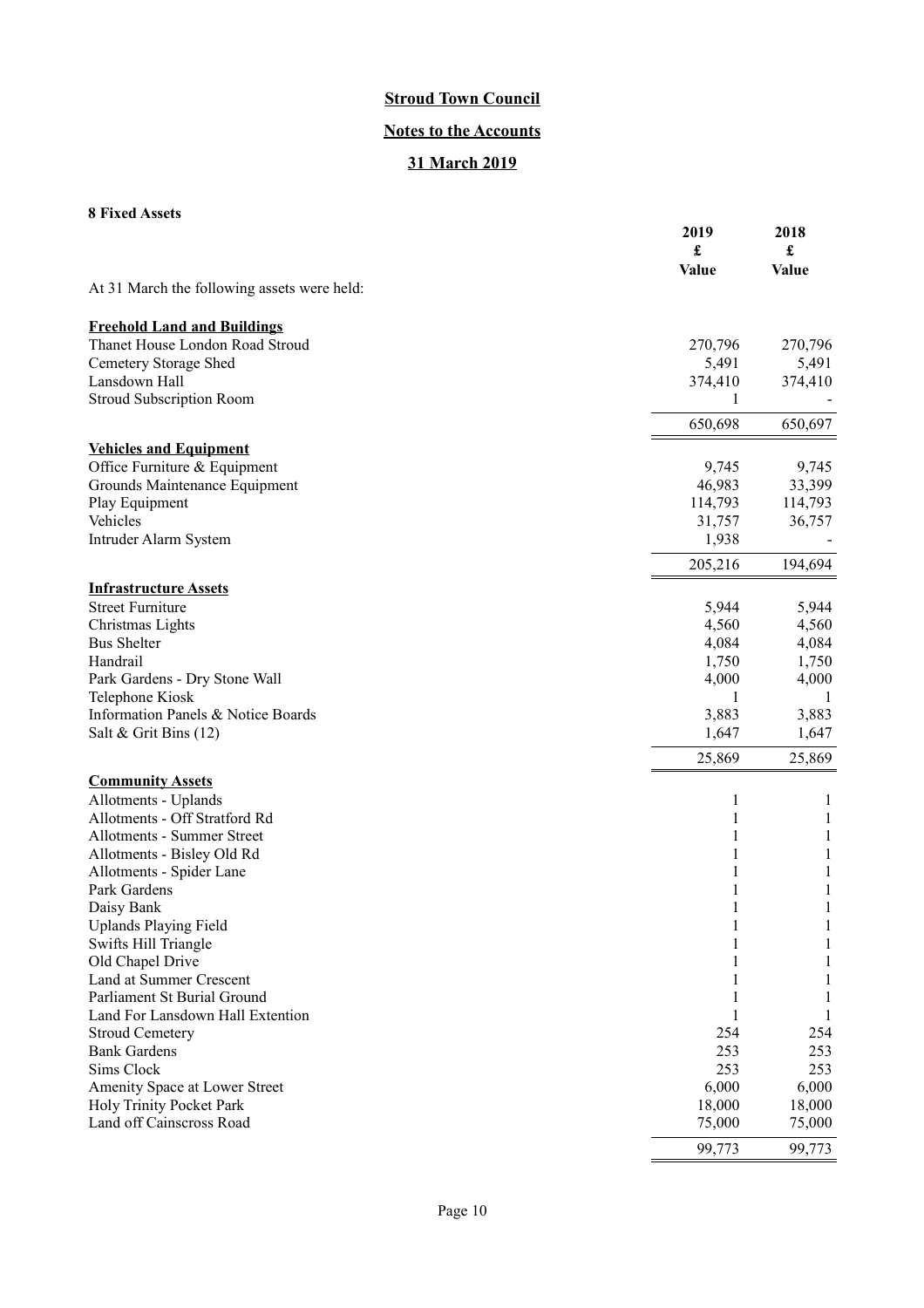**Stroud Town Council**

**Notes to the Accounts**

**31 March 2019**

**8 Fixed Assets**

| | 2019 £ Value | 2018 £ Value |
|---|---|---|
| At 31 March the following assets were held: | | |
| **Freehold Land and Buildings** | | |
| Thanet House London Road Stroud | 270,796 | 270,796 |
| Cemetery Storage Shed | 5,491 | 5,491 |
| Lansdown Hall | 374,410 | 374,410 |
| Stroud Subscription Room | 1 | - |
| | 650,698 | 650,697 |
| **Vehicles and Equipment** | | |
| Office Furniture & Equipment | 9,745 | 9,745 |
| Grounds Maintenance Equipment | 46,983 | 33,399 |
| Play Equipment | 114,793 | 114,793 |
| Vehicles | 31,757 | 36,757 |
| Intruder Alarm System | 1,938 | - |
| | 205,216 | 194,694 |
| **Infrastructure Assets** | | |
| Street Furniture | 5,944 | 5,944 |
| Christmas Lights | 4,560 | 4,560 |
| Bus Shelter | 4,084 | 4,084 |
| Handrail | 1,750 | 1,750 |
| Park Gardens - Dry Stone Wall | 4,000 | 4,000 |
| Telephone Kiosk | 1 | 1 |
| Information Panels & Notice Boards | 3,883 | 3,883 |
| Salt & Grit Bins (12) | 1,647 | 1,647 |
| | 25,869 | 25,869 |
| **Community Assets** | | |
| Allotments - Uplands | 1 | 1 |
| Allotments - Off Stratford Rd | 1 | 1 |
| Allotments - Summer Street | 1 | 1 |
| Allotments - Bisley Old Rd | 1 | 1 |
| Allotments - Spider Lane | 1 | 1 |
| Park Gardens | 1 | 1 |
| Daisy Bank | 1 | 1 |
| Uplands Playing Field | 1 | 1 |
| Swifts Hill Triangle | 1 | 1 |
| Old Chapel Drive | 1 | 1 |
| Land at Summer Crescent | 1 | 1 |
| Parliament St Burial Ground | 1 | 1 |
| Land For Lansdown Hall Extention | 1 | 1 |
| Stroud Cemetery | 254 | 254 |
| Bank Gardens | 253 | 253 |
| Sims Clock | 253 | 253 |
| Amenity Space at Lower Street | 6,000 | 6,000 |
| Holy Trinity Pocket Park | 18,000 | 18,000 |
| Land off Cainscross Road | 75,000 | 75,000 |
| | 99,773 | 99,773 |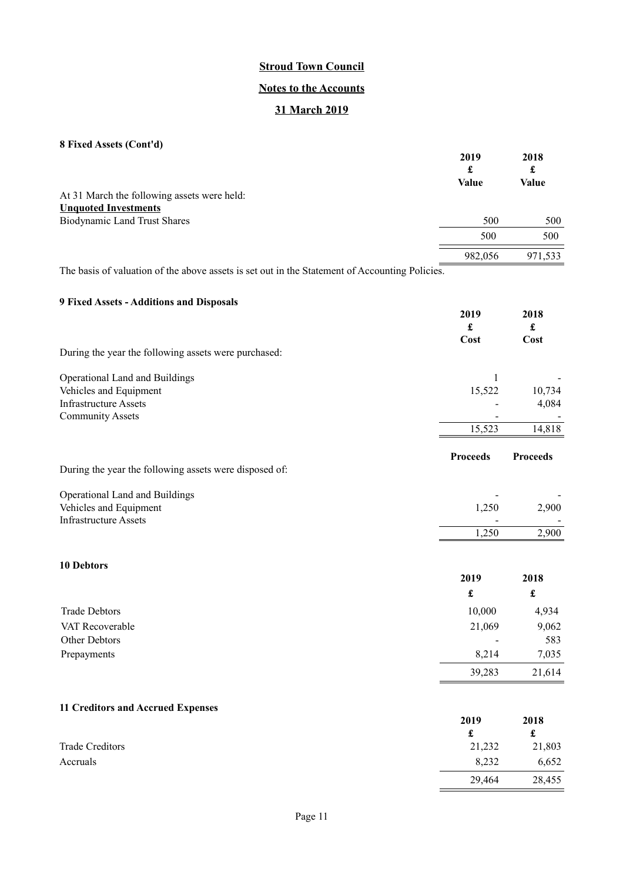**Stroud Town Council**

**Notes to the Accounts**

**31 March 2019**

**8 Fixed Assets (Cont'd)**

| | 2019 | 2018 |
|---|---|---|
| | £ | £ |
| | Value | Value |
| At 31 March the following assets were held: | | |
| **Unquoted Investments** | | |
| Biodynamic Land Trust Shares | 500 | 500 |
| | 500 | 500 |
| | 982,056 | 971,533 |

The basis of valuation of the above assets is set out in the Statement of Accounting Policies.

**9 Fixed Assets - Additions and Disposals**

| | 2019 | 2018 |
|---|---|---|
| | £ | £ |
| | Cost | Cost |
| During the year the following assets were purchased: | | |
| Operational Land and Buildings | 1 | - |
| Vehicles and Equipment | 15,522 | 10,734 |
| Infrastructure Assets | - | 4,084 |
| Community Assets | - | - |
| | 15,523 | 14,818 |

| | Proceeds | Proceeds |
|---|---|---|
| During the year the following assets were disposed of: | | |
| Operational Land and Buildings | - | - |
| Vehicles and Equipment | 1,250 | 2,900 |
| Infrastructure Assets | - | - |
| | 1,250 | 2,900 |

**10 Debtors**

| | 2019 | 2018 |
|---|---|---|
| | £ | £ |
| Trade Debtors | 10,000 | 4,934 |
| VAT Recoverable | 21,069 | 9,062 |
| Other Debtors | - | 583 |
| Prepayments | 8,214 | 7,035 |
| | 39,283 | 21,614 |

**11 Creditors and Accrued Expenses**

| | 2019 | 2018 |
|---|---|---|
| | £ | £ |
| Trade Creditors | 21,232 | 21,803 |
| Accruals | 8,232 | 6,652 |
| | 29,464 | 28,455 |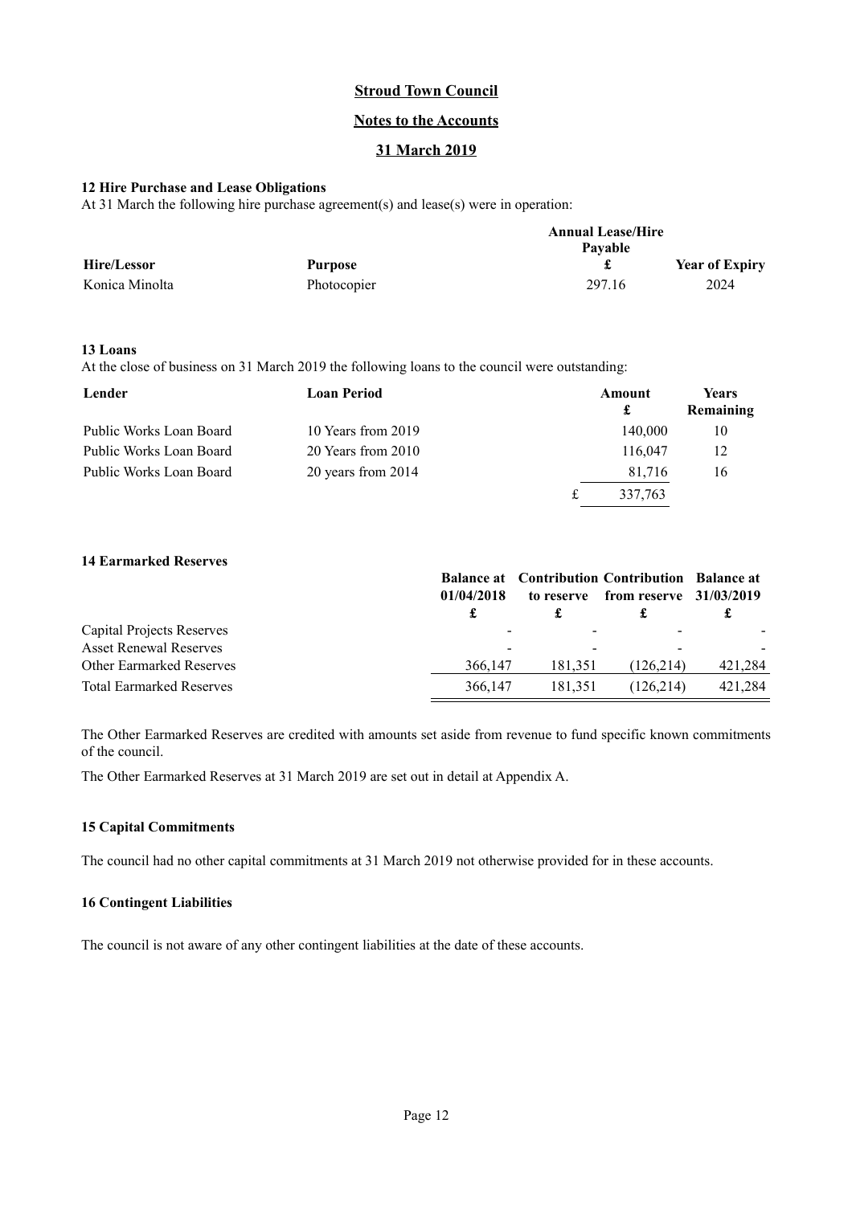# Stroud Town Council

## Notes to the Accounts

## 31 March 2019

### 12 Hire Purchase and Lease Obligations

At 31 March the following hire purchase agreement(s) and lease(s) were in operation:

| Hire/Lessor | Purpose | Annual Lease/Hire Payable £ | Year of Expiry |
|---|---|---|---|
| Konica Minolta | Photocopier | 297.16 | 2024 |

### 13 Loans

At the close of business on 31 March 2019 the following loans to the council were outstanding:

| Lender | Loan Period | Amount £ | Years Remaining |
|---|---|---|---|
| Public Works Loan Board | 10 Years from 2019 | 140,000 | 10 |
| Public Works Loan Board | 20 Years from 2010 | 116,047 | 12 |
| Public Works Loan Board | 20 years from 2014 | 81,716 | 16 |
| | | £ 337,763 | |

### 14 Earmarked Reserves

| | Balance at 01/04/2018 £ | Contribution to reserve £ | Contribution from reserve £ | Balance at 31/03/2019 £ |
|---|---|---|---|---|
| Capital Projects Reserves | - | - | - | - |
| Asset Renewal Reserves | - | - | - | - |
| Other Earmarked Reserves | 366,147 | 181,351 | (126,214) | 421,284 |
| Total Earmarked Reserves | 366,147 | 181,351 | (126,214) | 421,284 |

The Other Earmarked Reserves are credited with amounts set aside from revenue to fund specific known commitments of the council.

The Other Earmarked Reserves at 31 March 2019 are set out in detail at Appendix A.

### 15 Capital Commitments

The council had no other capital commitments at 31 March 2019 not otherwise provided for in these accounts.

### 16 Contingent Liabilities

The council is not aware of any other contingent liabilities at the date of these accounts.